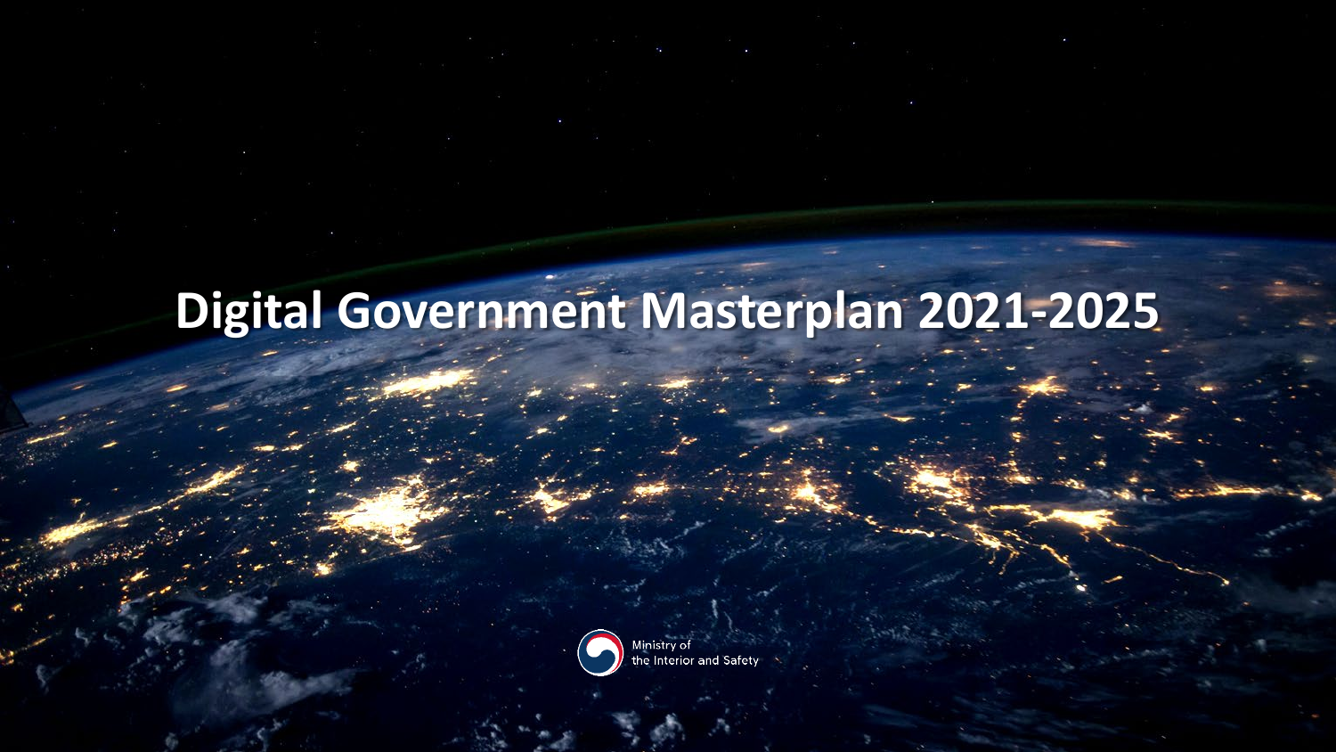# Digital Government Masterplan 2021-2025

Ministry of
the Interior and Safety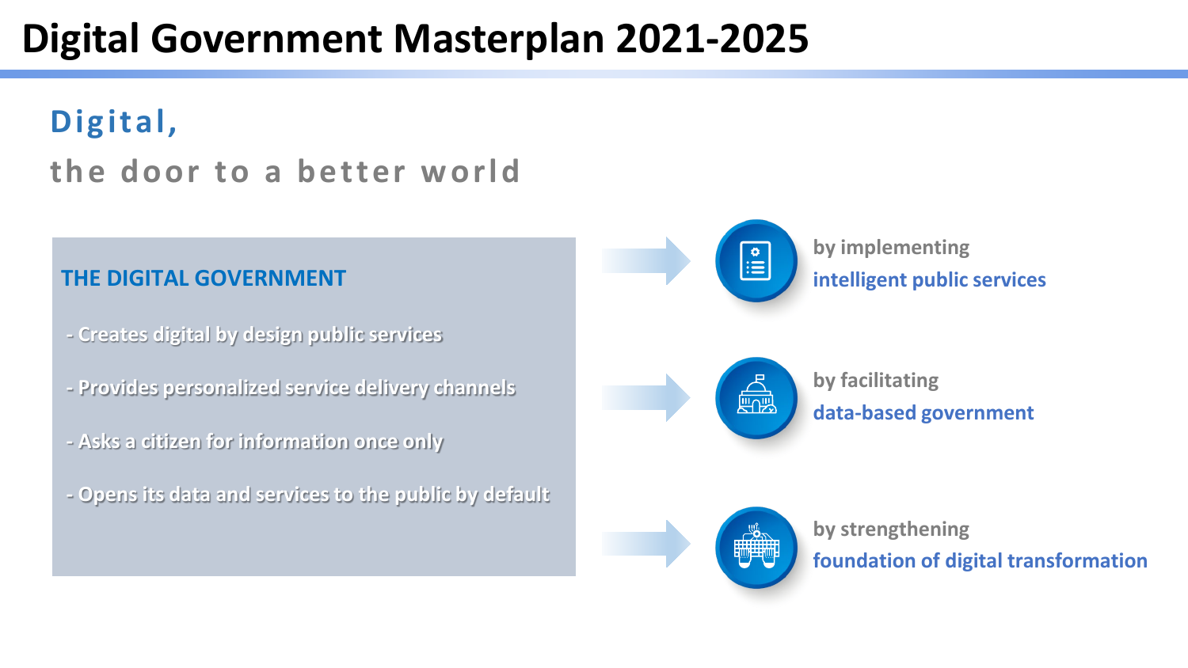# Digital Government Masterplan 2021-2025

## Digital,

## the door to a better world

### THE DIGITAL GOVERNMENT

- Creates digital by design public services
- Provides personalized service delivery channels
- Asks a citizen for information once only
- Opens its data and services to the public by default

by implementing
**intelligent public services**

by facilitating
**data-based government**

by strengthening
**foundation of digital transformation**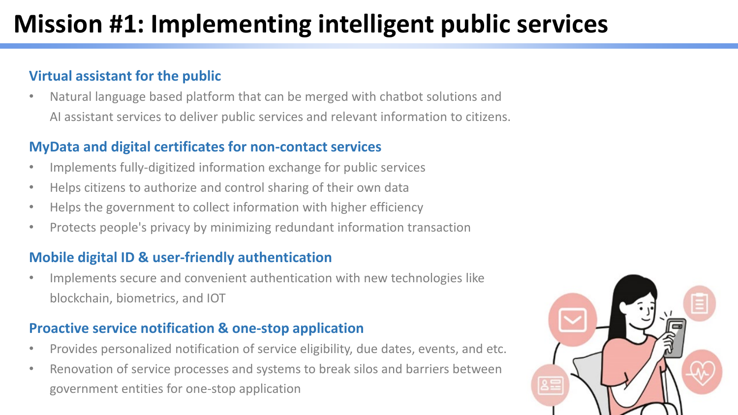# Mission #1: Implementing intelligent public services

### Virtual assistant for the public

- Natural language based platform that can be merged with chatbot solutions and AI assistant services to deliver public services and relevant information to citizens.

### MyData and digital certificates for non-contact services

- Implements fully-digitized information exchange for public services
- Helps citizens to authorize and control sharing of their own data
- Helps the government to collect information with higher efficiency
- Protects people's privacy by minimizing redundant information transaction

### Mobile digital ID & user-friendly authentication

- Implements secure and convenient authentication with new technologies like blockchain, biometrics, and IOT

### Proactive service notification & one-stop application

- Provides personalized notification of service eligibility, due dates, events, and etc.
- Renovation of service processes and systems to break silos and barriers between government entities for one-stop application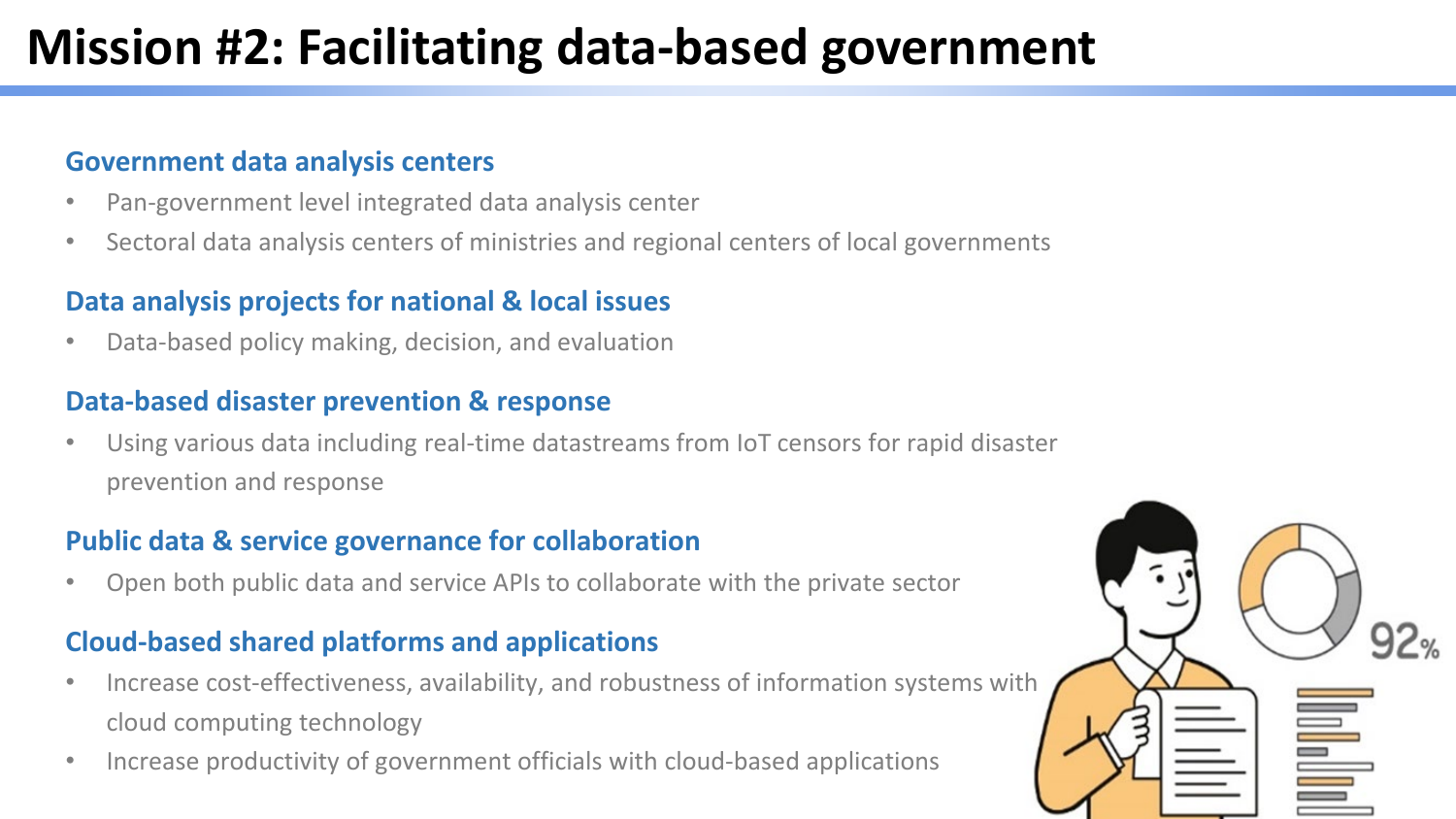# Mission #2: Facilitating data-based government

## Government data analysis centers

- Pan-government level integrated data analysis center
- Sectoral data analysis centers of ministries and regional centers of local governments

## Data analysis projects for national & local issues

- Data-based policy making, decision, and evaluation

## Data-based disaster prevention & response

- Using various data including real-time datastreams from IoT censors for rapid disaster prevention and response

## Public data & service governance for collaboration

- Open both public data and service APIs to collaborate with the private sector

## Cloud-based shared platforms and applications

- Increase cost-effectiveness, availability, and robustness of information systems with cloud computing technology
- Increase productivity of government officials with cloud-based applications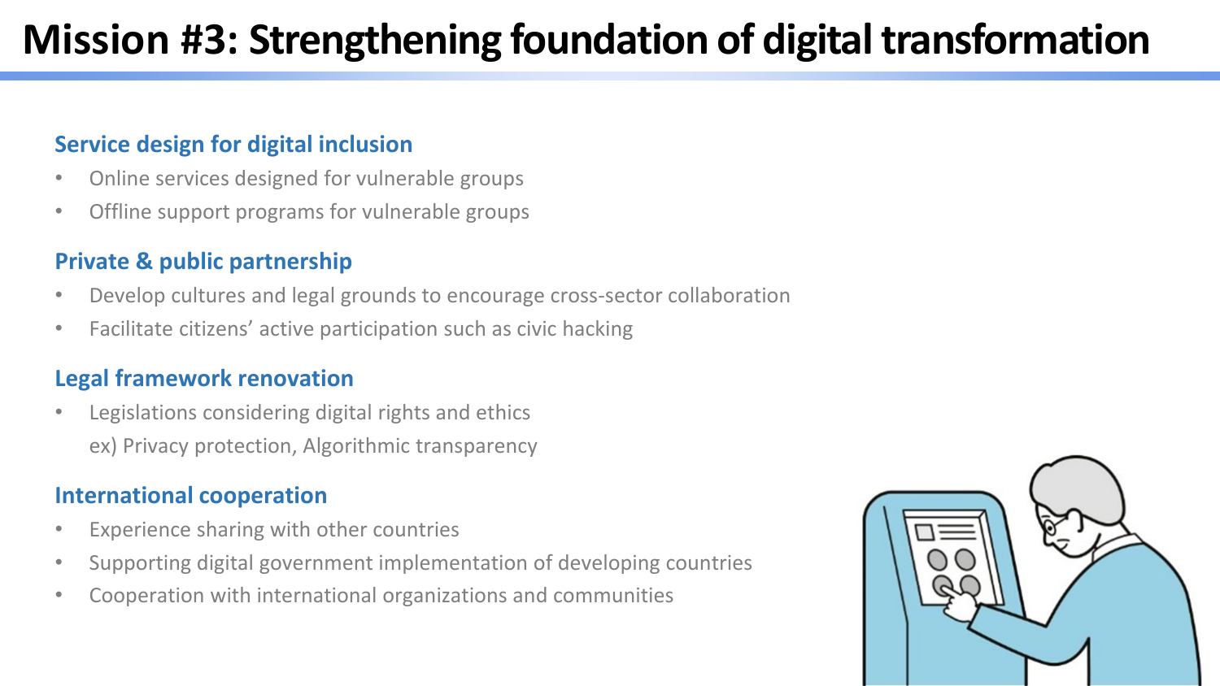# Mission #3: Strengthening foundation of digital transformation

### Service design for digital inclusion

- Online services designed for vulnerable groups
- Offline support programs for vulnerable groups

### Private & public partnership

- Develop cultures and legal grounds to encourage cross-sector collaboration
- Facilitate citizens' active participation such as civic hacking

### Legal framework renovation

- Legislations considering digital rights and ethics
  ex) Privacy protection, Algorithmic transparency

### International cooperation

- Experience sharing with other countries
- Supporting digital government implementation of developing countries
- Cooperation with international organizations and communities